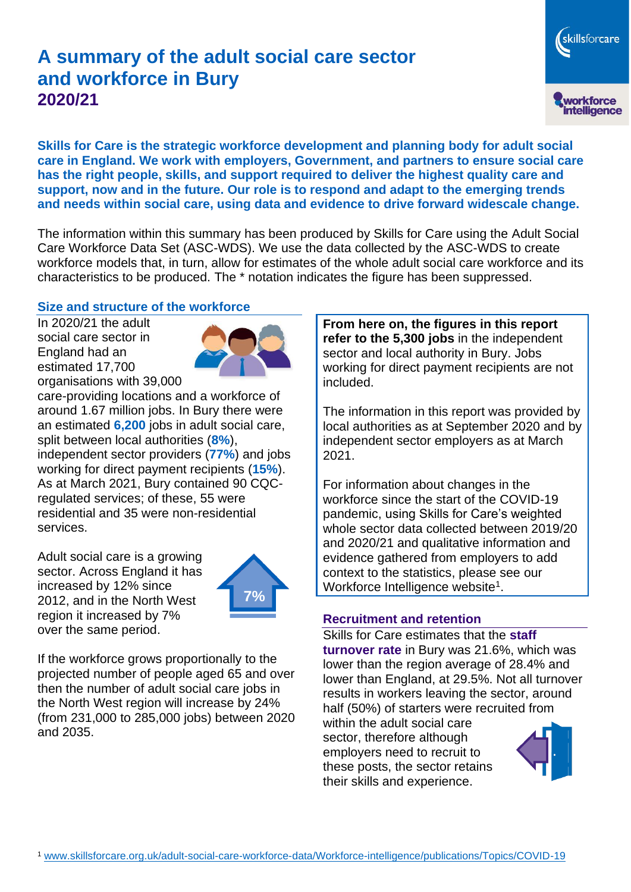# A summary of the adult social care sector and workforce in Bury

## 2020/21

**Skills for Care is the strategic workforce development and planning body for adult social care in England. We work with employers, Government, and partners to ensure social care has the right people, skills, and support required to deliver the highest quality care and support, now and in the future. Our role is to respond and adapt to the emerging trends and needs within social care, using data and evidence to drive forward widescale change.**

The information within this summary has been produced by Skills for Care using the Adult Social Care Workforce Data Set (ASC-WDS). We use the data collected by the ASC-WDS to create workforce models that, in turn, allow for estimates of the whole adult social care workforce and its characteristics to be produced. The * notation indicates the figure has been suppressed.

### Size and structure of the workforce

In 2020/21 the adult social care sector in England had an estimated 17,700 organisations with 39,000 care-providing locations and a workforce of around 1.67 million jobs. In Bury there were an estimated **6,200** jobs in adult social care, split between local authorities (**8%**), independent sector providers (**77%**) and jobs working for direct payment recipients (**15%**). As at March 2021, Bury contained 90 CQC-regulated services; of these, 55 were residential and 35 were non-residential services.

Adult social care is a growing sector. Across England it has increased by 12% since 2012, and in the North West region it increased by 7% over the same period.

7%

If the workforce grows proportionally to the projected number of people aged 65 and over then the number of adult social care jobs in the North West region will increase by 24% (from 231,000 to 285,000 jobs) between 2020 and 2035.

**From here on, the figures in this report refer to the 5,300 jobs** in the independent sector and local authority in Bury. Jobs working for direct payment recipients are not included.

The information in this report was provided by local authorities as at September 2020 and by independent sector employers as at March 2021.

For information about changes in the workforce since the start of the COVID-19 pandemic, using Skills for Care's weighted whole sector data collected between 2019/20 and 2020/21 and qualitative information and evidence gathered from employers to add context to the statistics, please see our Workforce Intelligence website[1].

### Recruitment and retention

Skills for Care estimates that the **staff turnover rate** in Bury was 21.6%, which was lower than the region average of 28.4% and lower than England, at 29.5%. Not all turnover results in workers leaving the sector, around half (50%) of starters were recruited from within the adult social care sector, therefore although employers need to recruit to these posts, the sector retains their skills and experience.

[1] www.skillsforcare.org.uk/adult-social-care-workforce-data/Workforce-intelligence/publications/Topics/COVID-19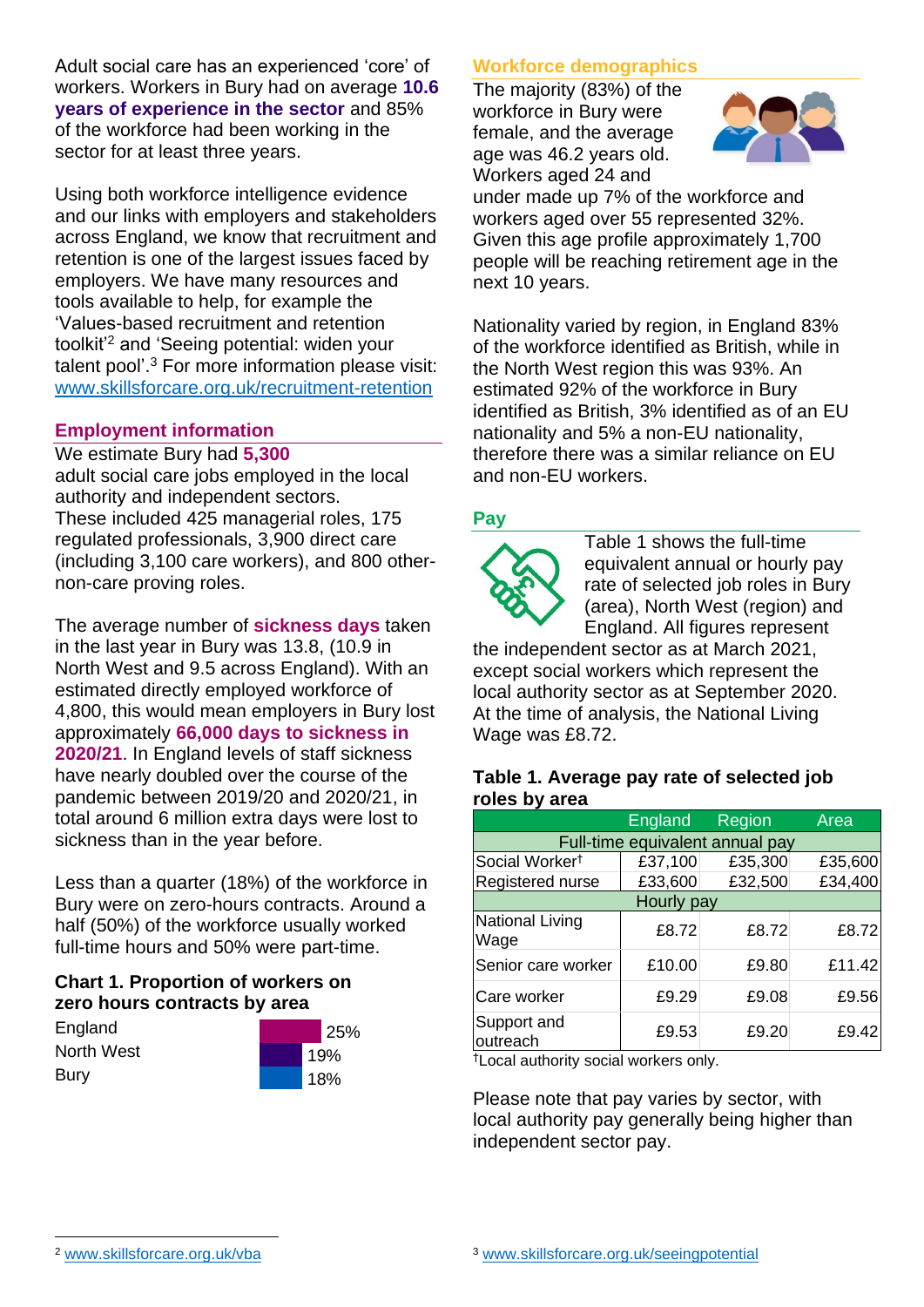Adult social care has an experienced 'core' of workers. Workers in Bury had on average **10.6 years of experience in the sector** and 85% of the workforce had been working in the sector for at least three years.

Using both workforce intelligence evidence and our links with employers and stakeholders across England, we know that recruitment and retention is one of the largest issues faced by employers. We have many resources and tools available to help, for example the 'Values-based recruitment and retention toolkit'[2] and 'Seeing potential: widen your talent pool'.[3] For more information please visit: www.skillsforcare.org.uk/recruitment-retention

## Employment information

We estimate Bury had **5,300** adult social care jobs employed in the local authority and independent sectors. These included 425 managerial roles, 175 regulated professionals, 3,900 direct care (including 3,100 care workers), and 800 other-non-care proving roles.

The average number of **sickness days** taken in the last year in Bury was 13.8, (10.9 in North West and 9.5 across England). With an estimated directly employed workforce of 4,800, this would mean employers in Bury lost approximately **66,000 days to sickness in 2020/21**. In England levels of staff sickness have nearly doubled over the course of the pandemic between 2019/20 and 2020/21, in total around 6 million extra days were lost to sickness than in the year before.

Less than a quarter (18%) of the workforce in Bury were on zero-hours contracts. Around a half (50%) of the workforce usually worked full-time hours and 50% were part-time.

**Chart 1. Proportion of workers on zero hours contracts by area**

| Area | Proportion |
|---|---|
| England | 25% |
| North West | 19% |
| Bury | 18% |

## Workforce demographics

The majority (83%) of the workforce in Bury were female, and the average age was 46.2 years old. Workers aged 24 and under made up 7% of the workforce and workers aged over 55 represented 32%. Given this age profile approximately 1,700 people will be reaching retirement age in the next 10 years.

Nationality varied by region, in England 83% of the workforce identified as British, while in the North West region this was 93%. An estimated 92% of the workforce in Bury identified as British, 3% identified as of an EU nationality and 5% a non-EU nationality, therefore there was a similar reliance on EU and non-EU workers.

## Pay

Table 1 shows the full-time equivalent annual or hourly pay rate of selected job roles in Bury (area), North West (region) and England. All figures represent the independent sector as at March 2021, except social workers which represent the local authority sector as at September 2020. At the time of analysis, the National Living Wage was £8.72.

**Table 1. Average pay rate of selected job roles by area**

| | England | Region | Area |
|---|---|---|---|
| Full-time equivalent annual pay | | | |
| Social Worker† | £37,100 | £35,300 | £35,600 |
| Registered nurse | £33,600 | £32,500 | £34,400 |
| Hourly pay | | | |
| National Living Wage | £8.72 | £8.72 | £8.72 |
| Senior care worker | £10.00 | £9.80 | £11.42 |
| Care worker | £9.29 | £9.08 | £9.56 |
| Support and outreach | £9.53 | £9.20 | £9.42 |

†Local authority social workers only.

Please note that pay varies by sector, with local authority pay generally being higher than independent sector pay.

[2] www.skillsforcare.org.uk/vba

[3] www.skillsforcare.org.uk/seeingpotential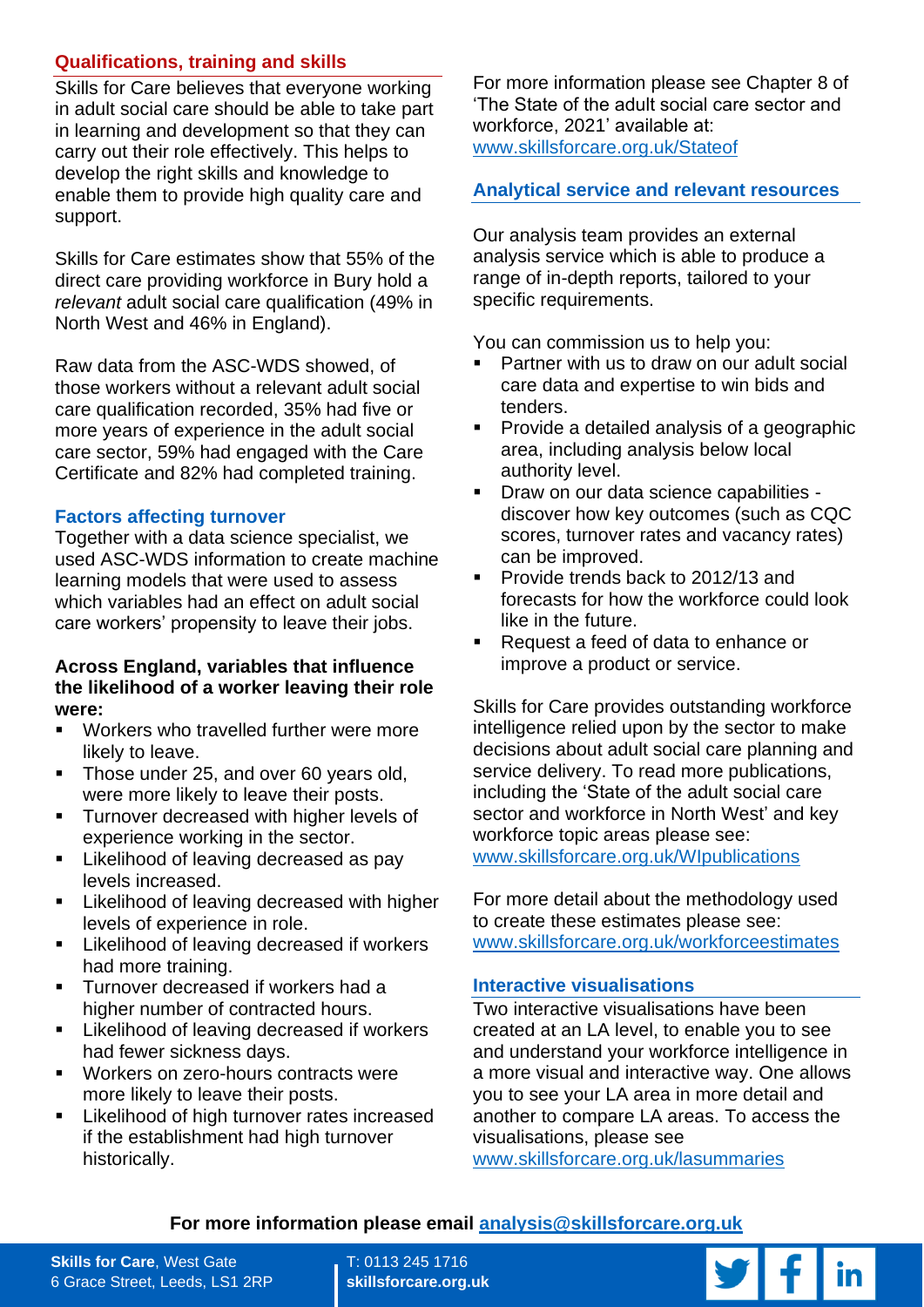## Qualifications, training and skills

Skills for Care believes that everyone working in adult social care should be able to take part in learning and development so that they can carry out their role effectively. This helps to develop the right skills and knowledge to enable them to provide high quality care and support.

Skills for Care estimates show that 55% of the direct care providing workforce in Bury hold a *relevant* adult social care qualification (49% in North West and 46% in England).

Raw data from the ASC-WDS showed, of those workers without a relevant adult social care qualification recorded, 35% had five or more years of experience in the adult social care sector, 59% had engaged with the Care Certificate and 82% had completed training.

## Factors affecting turnover

Together with a data science specialist, we used ASC-WDS information to create machine learning models that were used to assess which variables had an effect on adult social care workers' propensity to leave their jobs.

**Across England, variables that influence the likelihood of a worker leaving their role were:**

- Workers who travelled further were more likely to leave.
- Those under 25, and over 60 years old, were more likely to leave their posts.
- Turnover decreased with higher levels of experience working in the sector.
- Likelihood of leaving decreased as pay levels increased.
- Likelihood of leaving decreased with higher levels of experience in role.
- Likelihood of leaving decreased if workers had more training.
- Turnover decreased if workers had a higher number of contracted hours.
- Likelihood of leaving decreased if workers had fewer sickness days.
- Workers on zero-hours contracts were more likely to leave their posts.
- Likelihood of high turnover rates increased if the establishment had high turnover historically.

For more information please see Chapter 8 of 'The State of the adult social care sector and workforce, 2021' available at: www.skillsforcare.org.uk/Stateof

## Analytical service and relevant resources

Our analysis team provides an external analysis service which is able to produce a range of in-depth reports, tailored to your specific requirements.

You can commission us to help you:

- Partner with us to draw on our adult social care data and expertise to win bids and tenders.
- Provide a detailed analysis of a geographic area, including analysis below local authority level.
- Draw on our data science capabilities - discover how key outcomes (such as CQC scores, turnover rates and vacancy rates) can be improved.
- Provide trends back to 2012/13 and forecasts for how the workforce could look like in the future.
- Request a feed of data to enhance or improve a product or service.

Skills for Care provides outstanding workforce intelligence relied upon by the sector to make decisions about adult social care planning and service delivery. To read more publications, including the 'State of the adult social care sector and workforce in North West' and key workforce topic areas please see: www.skillsforcare.org.uk/WIpublications

For more detail about the methodology used to create these estimates please see: www.skillsforcare.org.uk/workforceestimates

## Interactive visualisations

Two interactive visualisations have been created at an LA level, to enable you to see and understand your workforce intelligence in a more visual and interactive way. One allows you to see your LA area in more detail and another to compare LA areas. To access the visualisations, please see www.skillsforcare.org.uk/lasummaries

**For more information please email analysis@skillsforcare.org.uk**

**Skills for Care**, West Gate
6 Grace Street, Leeds, LS1 2RP

T: 0113 245 1716
**skillsforcare.org.uk**